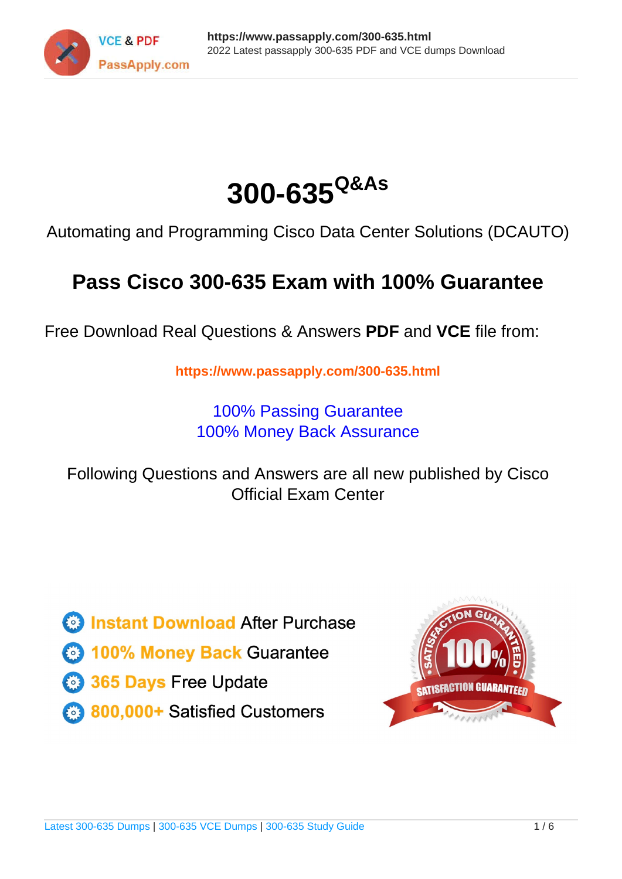# 300-635 Q&As

Automating and Programming Cisco Data Center Solutions (DCAUTO)

## Pass Cisco 300-635 Exam with 100% Guarantee

Free Download Real Questions & Answers **PDF** and **VCE** file from:

**https://www.passapply.com/300-635.html**

100% Passing Guarantee
100% Money Back Assurance

Following Questions and Answers are all new published by Cisco Official Exam Center

- **Instant Download** After Purchase
- **100% Money Back** Guarantee
- **365 Days** Free Update
- **800,000+** Satisfied Customers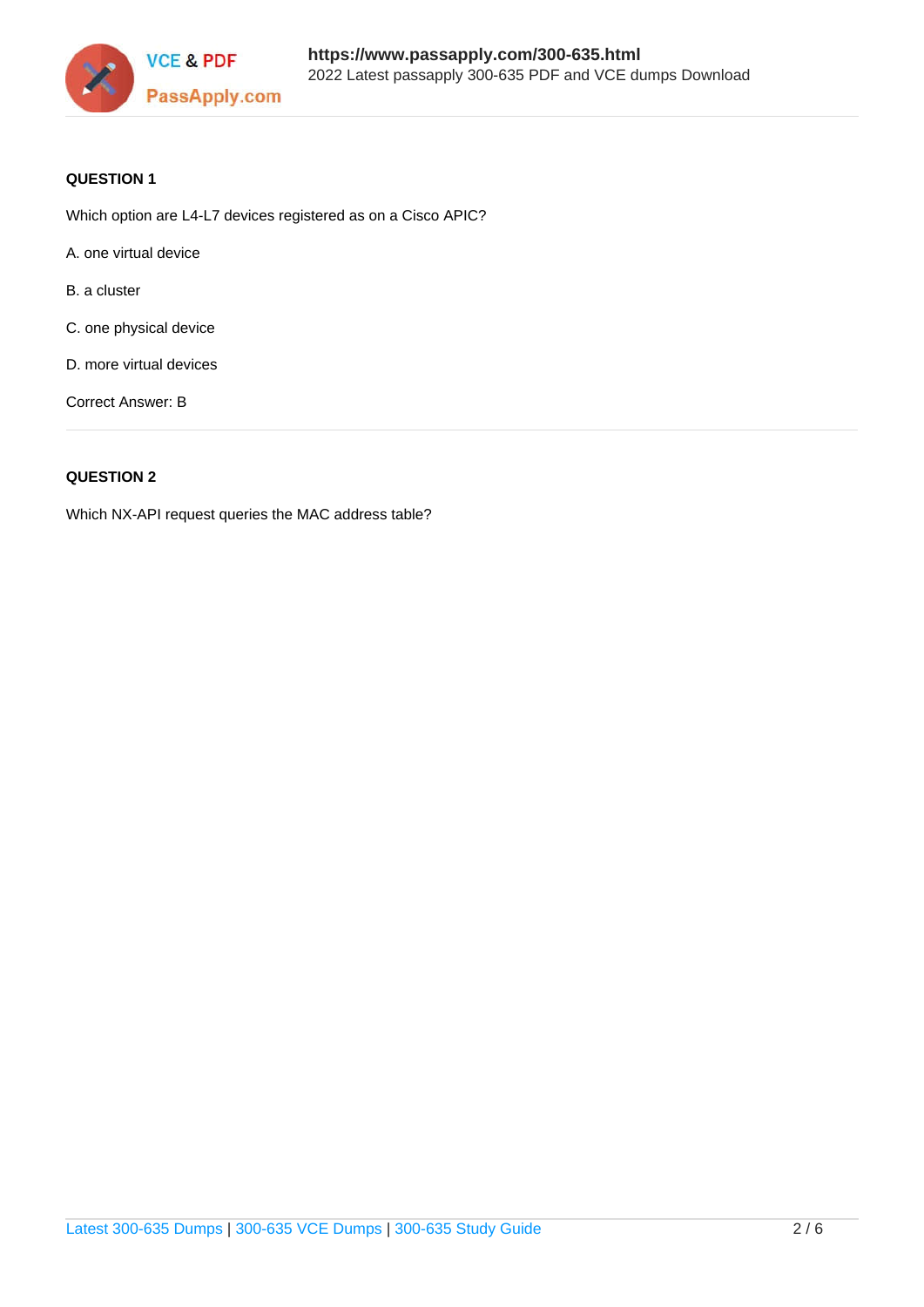**QUESTION 1**

Which option are L4-L7 devices registered as on a Cisco APIC?

A. one virtual device

B. a cluster

C. one physical device

D. more virtual devices

Correct Answer: B

**QUESTION 2**

Which NX-API request queries the MAC address table?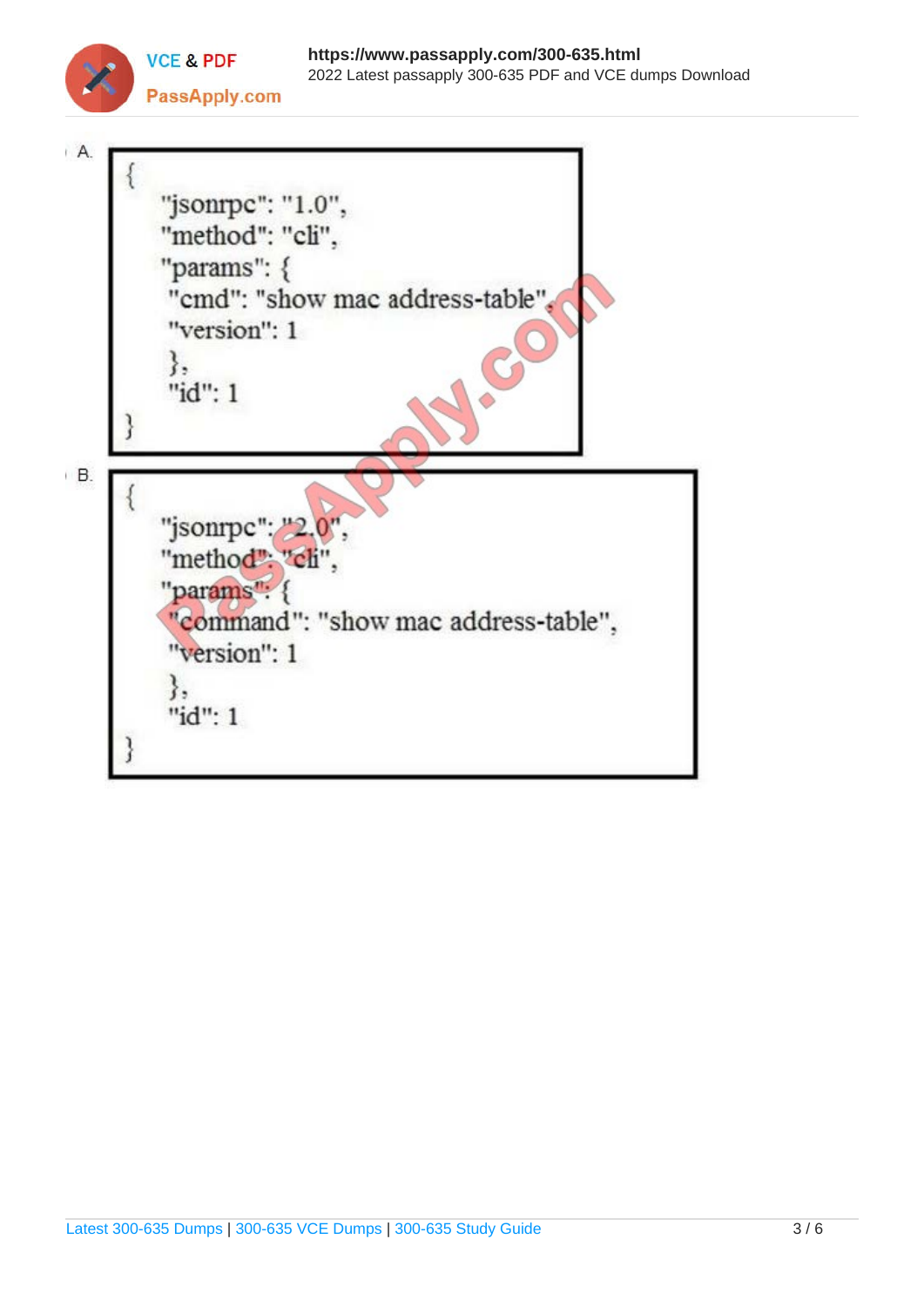A.

```
{
  "jsonrpc": "1.0",
  "method": "cli",
  "params": {
   "cmd": "show mac address-table",
   "version": 1
   },
   "id": 1
}
```

B.

```
{
  "jsonrpc": "2.0",
  "method": "cli",
  "params": {
   "command": "show mac address-table",
   "version": 1
   },
   "id": 1
}
```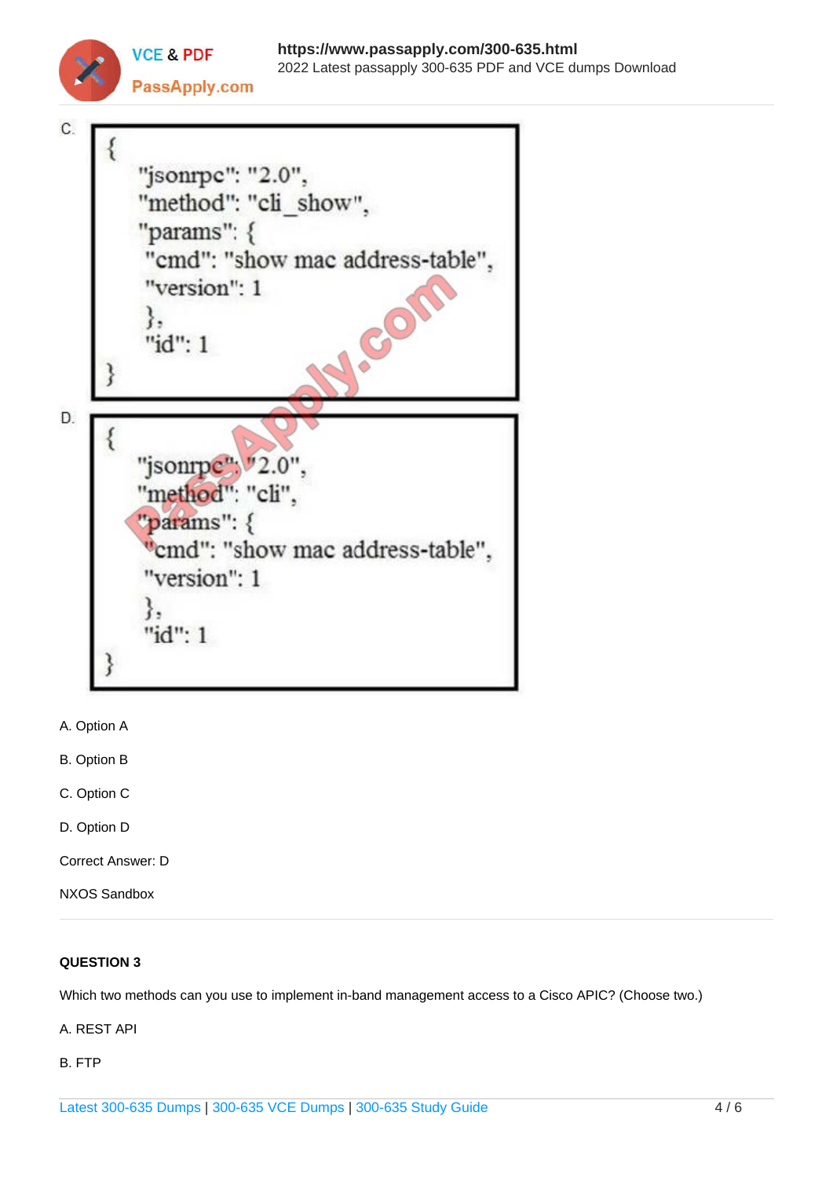C.

```
{
  "jsonrpc": "2.0",
  "method": "cli_show",
  "params": {
   "cmd": "show mac address-table",
   "version": 1
   },
   "id": 1
}
```

D.

```
{
  "jsonrpc": "2.0",
  "method": "cli",
  "params": {
   "cmd": "show mac address-table",
   "version": 1
   },
   "id": 1
}
```

A. Option A

B. Option B

C. Option C

D. Option D

Correct Answer: D

NXOS Sandbox

**QUESTION 3**

Which two methods can you use to implement in-band management access to a Cisco APIC? (Choose two.)

A. REST API

B. FTP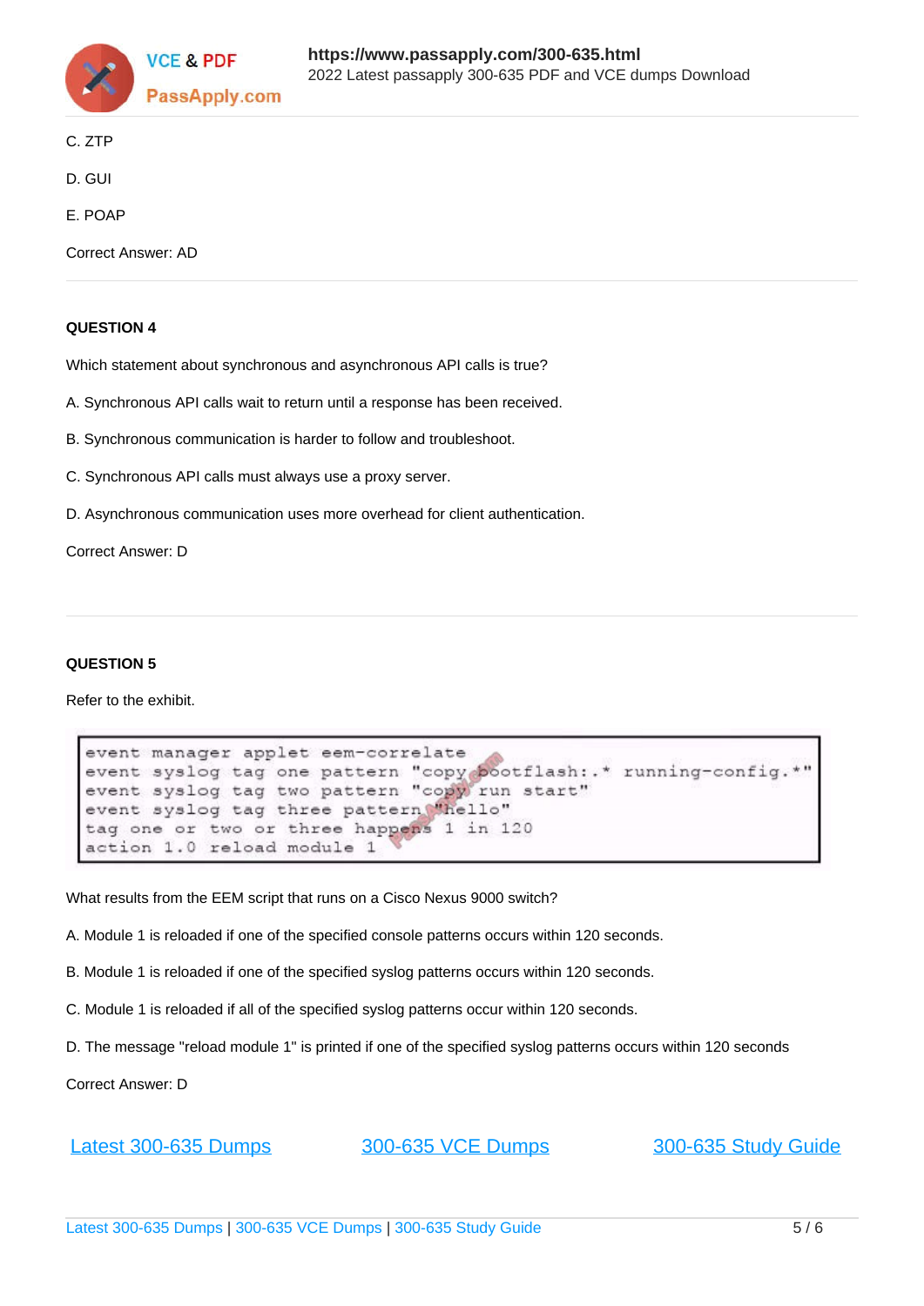C. ZTP

D. GUI

E. POAP

Correct Answer: AD

---

**QUESTION 4**

Which statement about synchronous and asynchronous API calls is true?

A. Synchronous API calls wait to return until a response has been received.

B. Synchronous communication is harder to follow and troubleshoot.

C. Synchronous API calls must always use a proxy server.

D. Asynchronous communication uses more overhead for client authentication.

Correct Answer: D

---

**QUESTION 5**

Refer to the exhibit.

```
event manager applet eem-correlate
event syslog tag one pattern "copy bootflash:.* running-config.*"
event syslog tag two pattern "copy run start"
event syslog tag three pattern "hello"
tag one or two or three happens 1 in 120
action 1.0 reload module 1
```

What results from the EEM script that runs on a Cisco Nexus 9000 switch?

A. Module 1 is reloaded if one of the specified console patterns occurs within 120 seconds.

B. Module 1 is reloaded if one of the specified syslog patterns occurs within 120 seconds.

C. Module 1 is reloaded if all of the specified syslog patterns occur within 120 seconds.

D. The message "reload module 1" is printed if one of the specified syslog patterns occurs within 120 seconds

Correct Answer: D

[Latest 300-635 Dumps](https://www.passapply.com/300-635.html) [300-635 VCE Dumps](https://www.passapply.com/300-635.html) [300-635 Study Guide](https://www.passapply.com/300-635.html)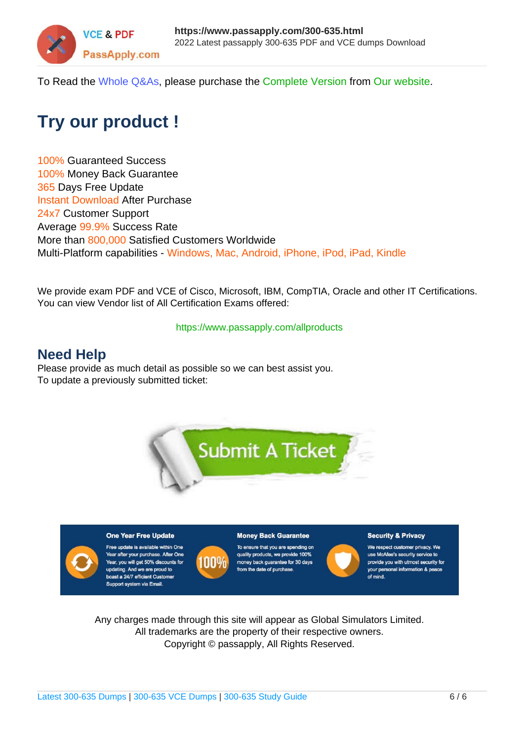To Read the Whole Q&As, please purchase the Complete Version from Our website.

# Try our product !

100% Guaranteed Success
100% Money Back Guarantee
365 Days Free Update
Instant Download After Purchase
24x7 Customer Support
Average 99.9% Success Rate
More than 800,000 Satisfied Customers Worldwide
Multi-Platform capabilities - Windows, Mac, Android, iPhone, iPod, iPad, Kindle

We provide exam PDF and VCE of Cisco, Microsoft, IBM, CompTIA, Oracle and other IT Certifications.
You can view Vendor list of All Certification Exams offered:

https://www.passapply.com/allproducts

## Need Help

Please provide as much detail as possible so we can best assist you.
To update a previously submitted ticket:

Submit A Ticket

**One Year Free Update**
Free update is available within One Year after your purchase. After One Year, you will get 50% discounts for updating. And we are proud to boast a 24/7 efficient Customer Support system via Email.

**Money Back Guarantee**
To ensure that you are spending on quality products, we provide 100% money back guarantee for 30 days from the date of purchase.

**Security & Privacy**
We respect customer privacy. We use McAfee's security service to provide you with utmost security for your personal information & peace of mind.

Any charges made through this site will appear as Global Simulators Limited.
All trademarks are the property of their respective owners.
Copyright © passapply, All Rights Reserved.